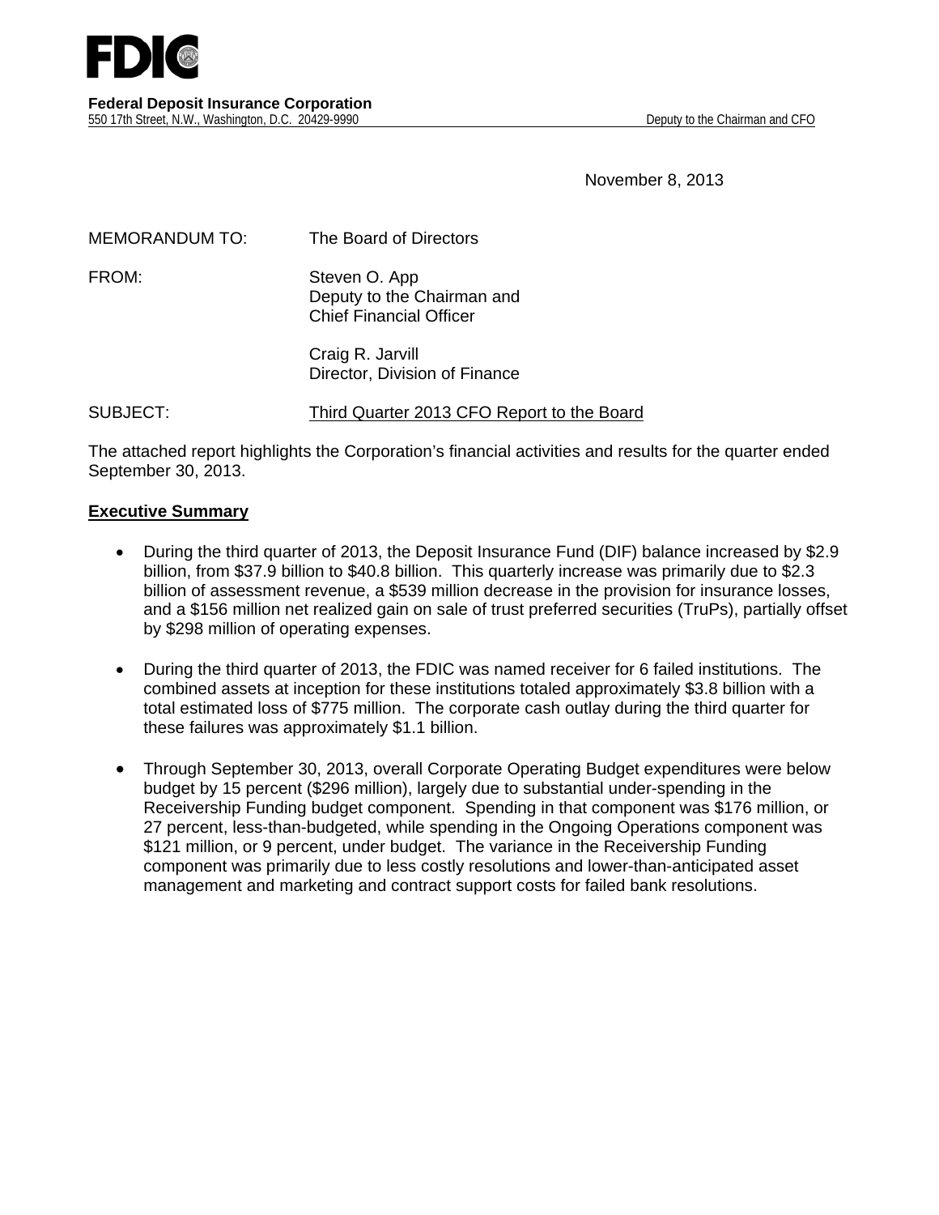FDIC

**Federal Deposit Insurance Corporation**
550 17th Street, N.W., Washington, D.C. 20429-9990 Deputy to the Chairman and CFO

November 8, 2013

MEMORANDUM TO: The Board of Directors

FROM: Steven O. App
Deputy to the Chairman and
Chief Financial Officer

Craig R. Jarvill
Director, Division of Finance

SUBJECT: Third Quarter 2013 CFO Report to the Board

The attached report highlights the Corporation's financial activities and results for the quarter ended September 30, 2013.

## Executive Summary

- During the third quarter of 2013, the Deposit Insurance Fund (DIF) balance increased by $2.9 billion, from $37.9 billion to $40.8 billion. This quarterly increase was primarily due to $2.3 billion of assessment revenue, a $539 million decrease in the provision for insurance losses, and a $156 million net realized gain on sale of trust preferred securities (TruPs), partially offset by $298 million of operating expenses.

- During the third quarter of 2013, the FDIC was named receiver for 6 failed institutions. The combined assets at inception for these institutions totaled approximately $3.8 billion with a total estimated loss of $775 million. The corporate cash outlay during the third quarter for these failures was approximately $1.1 billion.

- Through September 30, 2013, overall Corporate Operating Budget expenditures were below budget by 15 percent ($296 million), largely due to substantial under-spending in the Receivership Funding budget component. Spending in that component was $176 million, or 27 percent, less-than-budgeted, while spending in the Ongoing Operations component was $121 million, or 9 percent, under budget. The variance in the Receivership Funding component was primarily due to less costly resolutions and lower-than-anticipated asset management and marketing and contract support costs for failed bank resolutions.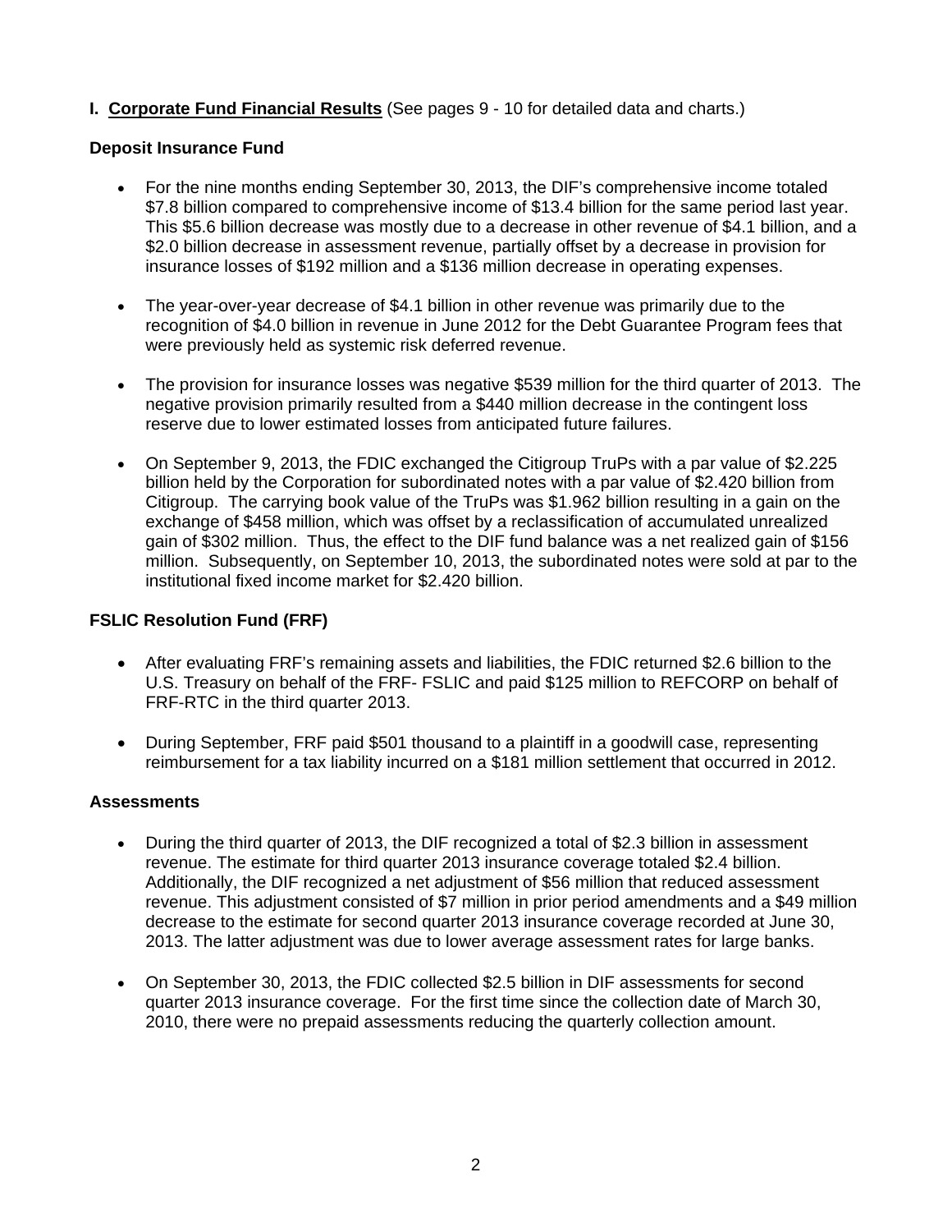## I. Corporate Fund Financial Results (See pages 9 - 10 for detailed data and charts.)

### Deposit Insurance Fund

- For the nine months ending September 30, 2013, the DIF's comprehensive income totaled $7.8 billion compared to comprehensive income of $13.4 billion for the same period last year. This $5.6 billion decrease was mostly due to a decrease in other revenue of $4.1 billion, and a $2.0 billion decrease in assessment revenue, partially offset by a decrease in provision for insurance losses of $192 million and a $136 million decrease in operating expenses.
- The year-over-year decrease of $4.1 billion in other revenue was primarily due to the recognition of $4.0 billion in revenue in June 2012 for the Debt Guarantee Program fees that were previously held as systemic risk deferred revenue.
- The provision for insurance losses was negative $539 million for the third quarter of 2013. The negative provision primarily resulted from a $440 million decrease in the contingent loss reserve due to lower estimated losses from anticipated future failures.
- On September 9, 2013, the FDIC exchanged the Citigroup TruPs with a par value of $2.225 billion held by the Corporation for subordinated notes with a par value of $2.420 billion from Citigroup. The carrying book value of the TruPs was $1.962 billion resulting in a gain on the exchange of $458 million, which was offset by a reclassification of accumulated unrealized gain of $302 million. Thus, the effect to the DIF fund balance was a net realized gain of $156 million. Subsequently, on September 10, 2013, the subordinated notes were sold at par to the institutional fixed income market for $2.420 billion.

### FSLIC Resolution Fund (FRF)

- After evaluating FRF's remaining assets and liabilities, the FDIC returned $2.6 billion to the U.S. Treasury on behalf of the FRF- FSLIC and paid $125 million to REFCORP on behalf of FRF-RTC in the third quarter 2013.
- During September, FRF paid $501 thousand to a plaintiff in a goodwill case, representing reimbursement for a tax liability incurred on a $181 million settlement that occurred in 2012.

### Assessments

- During the third quarter of 2013, the DIF recognized a total of $2.3 billion in assessment revenue. The estimate for third quarter 2013 insurance coverage totaled $2.4 billion. Additionally, the DIF recognized a net adjustment of $56 million that reduced assessment revenue. This adjustment consisted of $7 million in prior period amendments and a $49 million decrease to the estimate for second quarter 2013 insurance coverage recorded at June 30, 2013. The latter adjustment was due to lower average assessment rates for large banks.
- On September 30, 2013, the FDIC collected $2.5 billion in DIF assessments for second quarter 2013 insurance coverage. For the first time since the collection date of March 30, 2010, there were no prepaid assessments reducing the quarterly collection amount.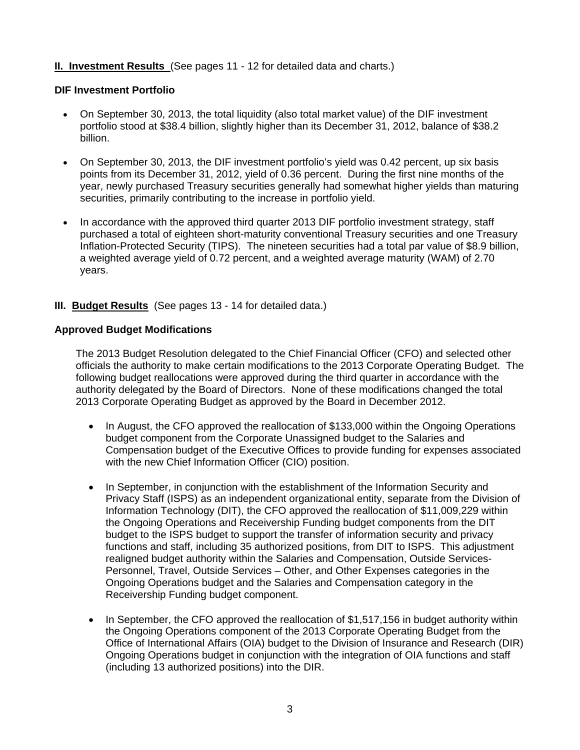**II. Investment Results** (See pages 11 - 12 for detailed data and charts.)

**DIF Investment Portfolio**

- On September 30, 2013, the total liquidity (also total market value) of the DIF investment portfolio stood at $38.4 billion, slightly higher than its December 31, 2012, balance of $38.2 billion.

- On September 30, 2013, the DIF investment portfolio's yield was 0.42 percent, up six basis points from its December 31, 2012, yield of 0.36 percent. During the first nine months of the year, newly purchased Treasury securities generally had somewhat higher yields than maturing securities, primarily contributing to the increase in portfolio yield.

- In accordance with the approved third quarter 2013 DIF portfolio investment strategy, staff purchased a total of eighteen short-maturity conventional Treasury securities and one Treasury Inflation-Protected Security (TIPS). The nineteen securities had a total par value of $8.9 billion, a weighted average yield of 0.72 percent, and a weighted average maturity (WAM) of 2.70 years.

**III. Budget Results** (See pages 13 - 14 for detailed data.)

**Approved Budget Modifications**

The 2013 Budget Resolution delegated to the Chief Financial Officer (CFO) and selected other officials the authority to make certain modifications to the 2013 Corporate Operating Budget. The following budget reallocations were approved during the third quarter in accordance with the authority delegated by the Board of Directors. None of these modifications changed the total 2013 Corporate Operating Budget as approved by the Board in December 2012.

- In August, the CFO approved the reallocation of $133,000 within the Ongoing Operations budget component from the Corporate Unassigned budget to the Salaries and Compensation budget of the Executive Offices to provide funding for expenses associated with the new Chief Information Officer (CIO) position.

- In September, in conjunction with the establishment of the Information Security and Privacy Staff (ISPS) as an independent organizational entity, separate from the Division of Information Technology (DIT), the CFO approved the reallocation of $11,009,229 within the Ongoing Operations and Receivership Funding budget components from the DIT budget to the ISPS budget to support the transfer of information security and privacy functions and staff, including 35 authorized positions, from DIT to ISPS. This adjustment realigned budget authority within the Salaries and Compensation, Outside Services-Personnel, Travel, Outside Services – Other, and Other Expenses categories in the Ongoing Operations budget and the Salaries and Compensation category in the Receivership Funding budget component.

- In September, the CFO approved the reallocation of $1,517,156 in budget authority within the Ongoing Operations component of the 2013 Corporate Operating Budget from the Office of International Affairs (OIA) budget to the Division of Insurance and Research (DIR) Ongoing Operations budget in conjunction with the integration of OIA functions and staff (including 13 authorized positions) into the DIR.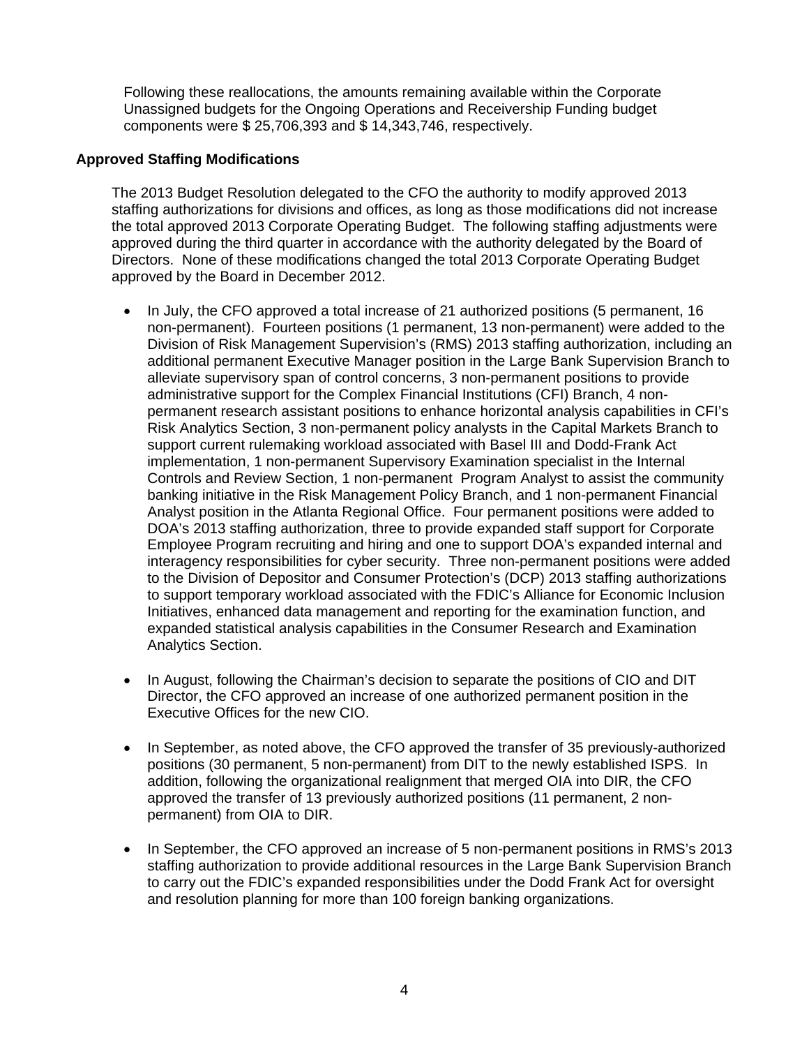Following these reallocations, the amounts remaining available within the Corporate Unassigned budgets for the Ongoing Operations and Receivership Funding budget components were $ 25,706,393 and $ 14,343,746, respectively.

**Approved Staffing Modifications**

The 2013 Budget Resolution delegated to the CFO the authority to modify approved 2013 staffing authorizations for divisions and offices, as long as those modifications did not increase the total approved 2013 Corporate Operating Budget. The following staffing adjustments were approved during the third quarter in accordance with the authority delegated by the Board of Directors. None of these modifications changed the total 2013 Corporate Operating Budget approved by the Board in December 2012.

- In July, the CFO approved a total increase of 21 authorized positions (5 permanent, 16 non-permanent). Fourteen positions (1 permanent, 13 non-permanent) were added to the Division of Risk Management Supervision's (RMS) 2013 staffing authorization, including an additional permanent Executive Manager position in the Large Bank Supervision Branch to alleviate supervisory span of control concerns, 3 non-permanent positions to provide administrative support for the Complex Financial Institutions (CFI) Branch, 4 non-permanent research assistant positions to enhance horizontal analysis capabilities in CFI's Risk Analytics Section, 3 non-permanent policy analysts in the Capital Markets Branch to support current rulemaking workload associated with Basel III and Dodd-Frank Act implementation, 1 non-permanent Supervisory Examination specialist in the Internal Controls and Review Section, 1 non-permanent Program Analyst to assist the community banking initiative in the Risk Management Policy Branch, and 1 non-permanent Financial Analyst position in the Atlanta Regional Office. Four permanent positions were added to DOA's 2013 staffing authorization, three to provide expanded staff support for Corporate Employee Program recruiting and hiring and one to support DOA's expanded internal and interagency responsibilities for cyber security. Three non-permanent positions were added to the Division of Depositor and Consumer Protection's (DCP) 2013 staffing authorizations to support temporary workload associated with the FDIC's Alliance for Economic Inclusion Initiatives, enhanced data management and reporting for the examination function, and expanded statistical analysis capabilities in the Consumer Research and Examination Analytics Section.

- In August, following the Chairman's decision to separate the positions of CIO and DIT Director, the CFO approved an increase of one authorized permanent position in the Executive Offices for the new CIO.

- In September, as noted above, the CFO approved the transfer of 35 previously-authorized positions (30 permanent, 5 non-permanent) from DIT to the newly established ISPS. In addition, following the organizational realignment that merged OIA into DIR, the CFO approved the transfer of 13 previously authorized positions (11 permanent, 2 non-permanent) from OIA to DIR.

- In September, the CFO approved an increase of 5 non-permanent positions in RMS's 2013 staffing authorization to provide additional resources in the Large Bank Supervision Branch to carry out the FDIC's expanded responsibilities under the Dodd Frank Act for oversight and resolution planning for more than 100 foreign banking organizations.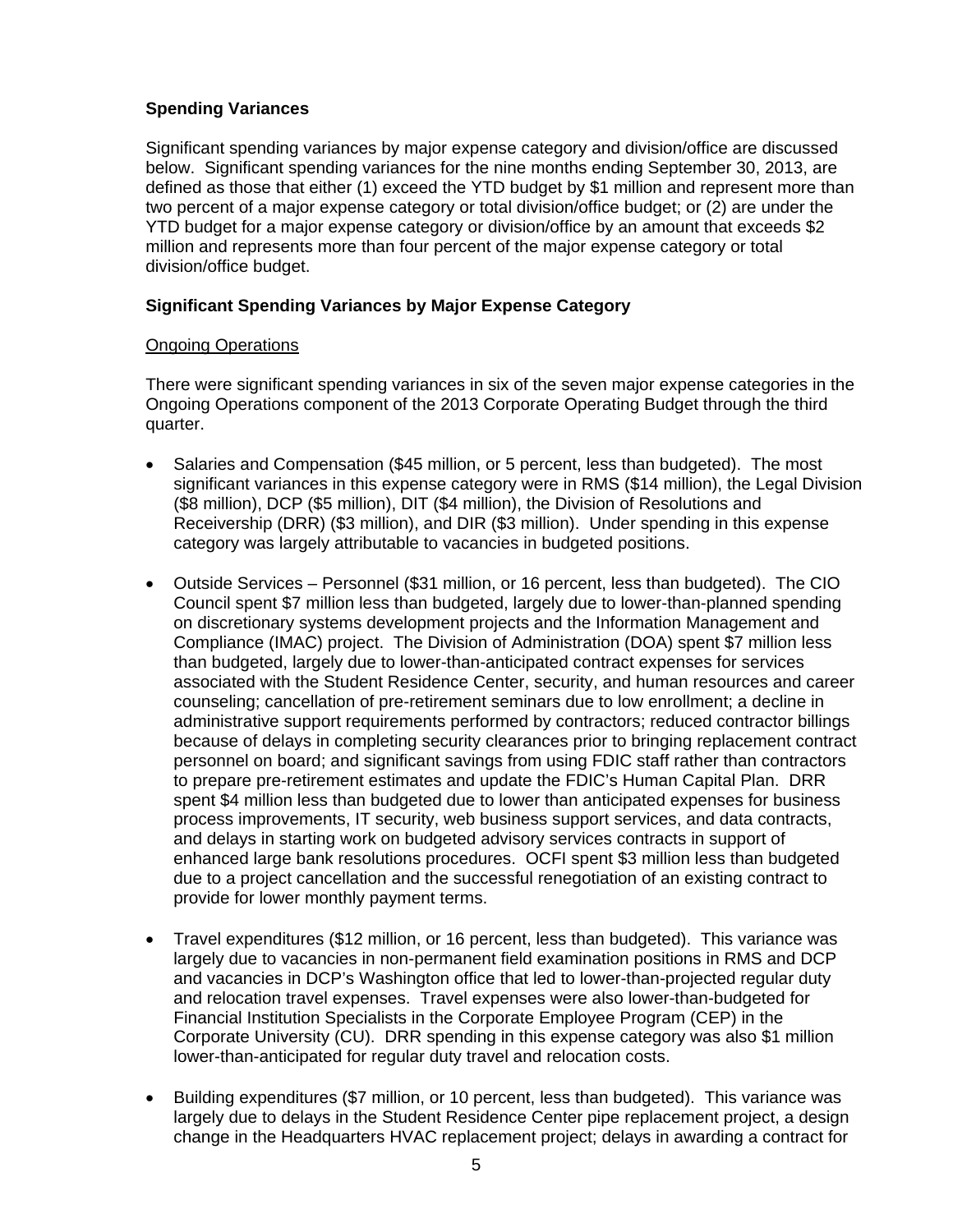### Spending Variances

Significant spending variances by major expense category and division/office are discussed below. Significant spending variances for the nine months ending September 30, 2013, are defined as those that either (1) exceed the YTD budget by $1 million and represent more than two percent of a major expense category or total division/office budget; or (2) are under the YTD budget for a major expense category or division/office by an amount that exceeds $2 million and represents more than four percent of the major expense category or total division/office budget.

### Significant Spending Variances by Major Expense Category

Ongoing Operations

There were significant spending variances in six of the seven major expense categories in the Ongoing Operations component of the 2013 Corporate Operating Budget through the third quarter.

- Salaries and Compensation ($45 million, or 5 percent, less than budgeted). The most significant variances in this expense category were in RMS ($14 million), the Legal Division ($8 million), DCP ($5 million), DIT ($4 million), the Division of Resolutions and Receivership (DRR) ($3 million), and DIR ($3 million). Under spending in this expense category was largely attributable to vacancies in budgeted positions.

- Outside Services – Personnel ($31 million, or 16 percent, less than budgeted). The CIO Council spent $7 million less than budgeted, largely due to lower-than-planned spending on discretionary systems development projects and the Information Management and Compliance (IMAC) project. The Division of Administration (DOA) spent $7 million less than budgeted, largely due to lower-than-anticipated contract expenses for services associated with the Student Residence Center, security, and human resources and career counseling; cancellation of pre-retirement seminars due to low enrollment; a decline in administrative support requirements performed by contractors; reduced contractor billings because of delays in completing security clearances prior to bringing replacement contract personnel on board; and significant savings from using FDIC staff rather than contractors to prepare pre-retirement estimates and update the FDIC's Human Capital Plan. DRR spent $4 million less than budgeted due to lower than anticipated expenses for business process improvements, IT security, web business support services, and data contracts, and delays in starting work on budgeted advisory services contracts in support of enhanced large bank resolutions procedures. OCFI spent $3 million less than budgeted due to a project cancellation and the successful renegotiation of an existing contract to provide for lower monthly payment terms.

- Travel expenditures ($12 million, or 16 percent, less than budgeted). This variance was largely due to vacancies in non-permanent field examination positions in RMS and DCP and vacancies in DCP's Washington office that led to lower-than-projected regular duty and relocation travel expenses. Travel expenses were also lower-than-budgeted for Financial Institution Specialists in the Corporate Employee Program (CEP) in the Corporate University (CU). DRR spending in this expense category was also $1 million lower-than-anticipated for regular duty travel and relocation costs.

- Building expenditures ($7 million, or 10 percent, less than budgeted). This variance was largely due to delays in the Student Residence Center pipe replacement project, a design change in the Headquarters HVAC replacement project; delays in awarding a contract for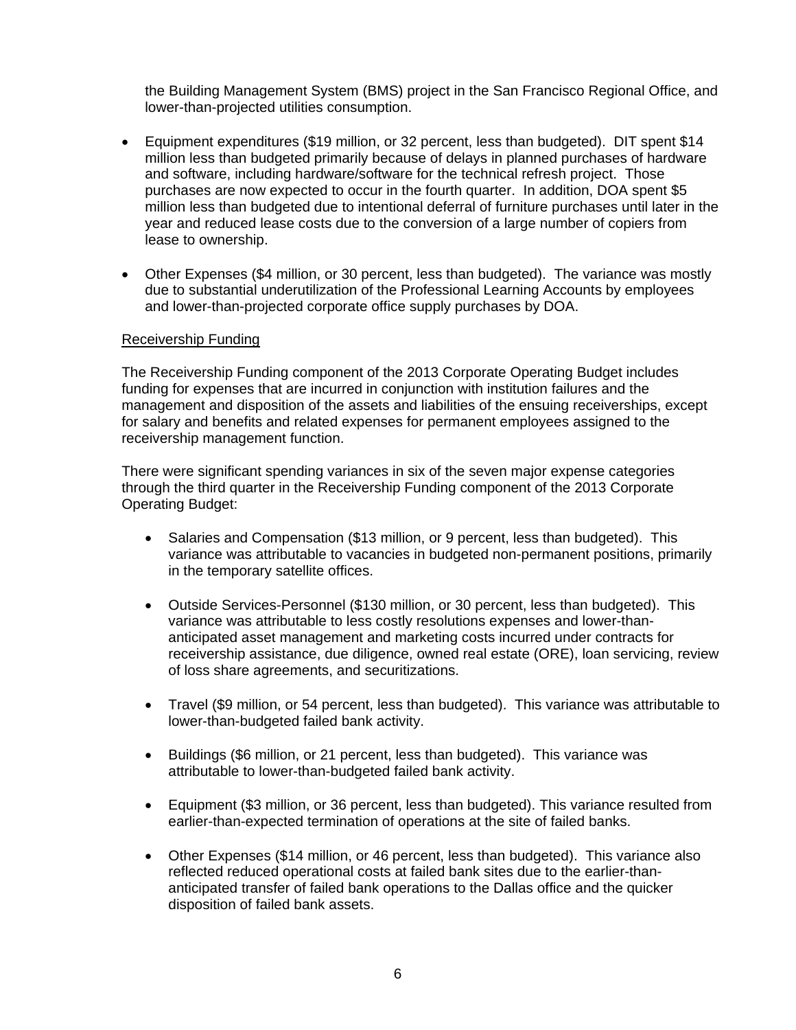the Building Management System (BMS) project in the San Francisco Regional Office, and lower-than-projected utilities consumption.

- Equipment expenditures ($19 million, or 32 percent, less than budgeted). DIT spent $14 million less than budgeted primarily because of delays in planned purchases of hardware and software, including hardware/software for the technical refresh project. Those purchases are now expected to occur in the fourth quarter. In addition, DOA spent $5 million less than budgeted due to intentional deferral of furniture purchases until later in the year and reduced lease costs due to the conversion of a large number of copiers from lease to ownership.
- Other Expenses ($4 million, or 30 percent, less than budgeted). The variance was mostly due to substantial underutilization of the Professional Learning Accounts by employees and lower-than-projected corporate office supply purchases by DOA.

Receivership Funding

The Receivership Funding component of the 2013 Corporate Operating Budget includes funding for expenses that are incurred in conjunction with institution failures and the management and disposition of the assets and liabilities of the ensuing receiverships, except for salary and benefits and related expenses for permanent employees assigned to the receivership management function.

There were significant spending variances in six of the seven major expense categories through the third quarter in the Receivership Funding component of the 2013 Corporate Operating Budget:

- Salaries and Compensation ($13 million, or 9 percent, less than budgeted). This variance was attributable to vacancies in budgeted non-permanent positions, primarily in the temporary satellite offices.
- Outside Services-Personnel ($130 million, or 30 percent, less than budgeted). This variance was attributable to less costly resolutions expenses and lower-than-anticipated asset management and marketing costs incurred under contracts for receivership assistance, due diligence, owned real estate (ORE), loan servicing, review of loss share agreements, and securitizations.
- Travel ($9 million, or 54 percent, less than budgeted). This variance was attributable to lower-than-budgeted failed bank activity.
- Buildings ($6 million, or 21 percent, less than budgeted). This variance was attributable to lower-than-budgeted failed bank activity.
- Equipment ($3 million, or 36 percent, less than budgeted). This variance resulted from earlier-than-expected termination of operations at the site of failed banks.
- Other Expenses ($14 million, or 46 percent, less than budgeted). This variance also reflected reduced operational costs at failed bank sites due to the earlier-than-anticipated transfer of failed bank operations to the Dallas office and the quicker disposition of failed bank assets.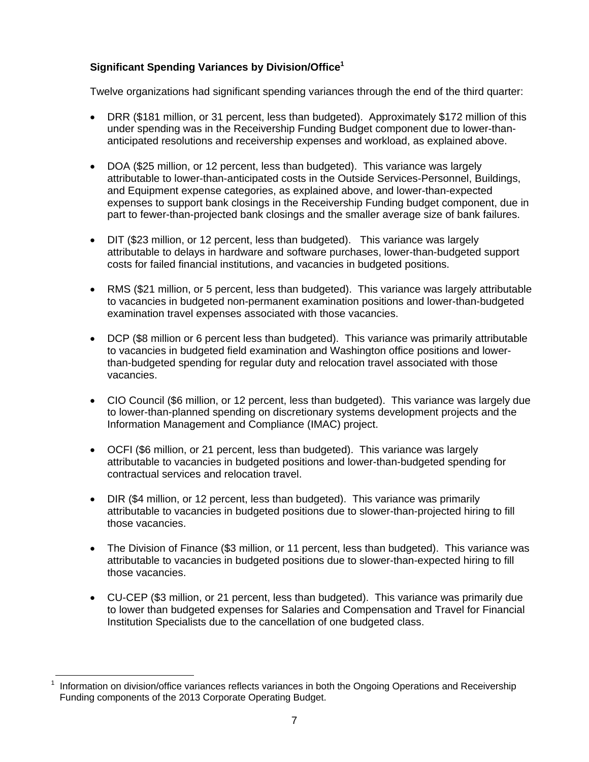**Significant Spending Variances by Division/Office[1]**

Twelve organizations had significant spending variances through the end of the third quarter:

- DRR ($181 million, or 31 percent, less than budgeted). Approximately $172 million of this under spending was in the Receivership Funding Budget component due to lower-than-anticipated resolutions and receivership expenses and workload, as explained above.

- DOA ($25 million, or 12 percent, less than budgeted). This variance was largely attributable to lower-than-anticipated costs in the Outside Services-Personnel, Buildings, and Equipment expense categories, as explained above, and lower-than-expected expenses to support bank closings in the Receivership Funding budget component, due in part to fewer-than-projected bank closings and the smaller average size of bank failures.

- DIT ($23 million, or 12 percent, less than budgeted). This variance was largely attributable to delays in hardware and software purchases, lower-than-budgeted support costs for failed financial institutions, and vacancies in budgeted positions.

- RMS ($21 million, or 5 percent, less than budgeted). This variance was largely attributable to vacancies in budgeted non-permanent examination positions and lower-than-budgeted examination travel expenses associated with those vacancies.

- DCP ($8 million or 6 percent less than budgeted). This variance was primarily attributable to vacancies in budgeted field examination and Washington office positions and lower-than-budgeted spending for regular duty and relocation travel associated with those vacancies.

- CIO Council ($6 million, or 12 percent, less than budgeted). This variance was largely due to lower-than-planned spending on discretionary systems development projects and the Information Management and Compliance (IMAC) project.

- OCFI ($6 million, or 21 percent, less than budgeted). This variance was largely attributable to vacancies in budgeted positions and lower-than-budgeted spending for contractual services and relocation travel.

- DIR ($4 million, or 12 percent, less than budgeted). This variance was primarily attributable to vacancies in budgeted positions due to slower-than-projected hiring to fill those vacancies.

- The Division of Finance ($3 million, or 11 percent, less than budgeted). This variance was attributable to vacancies in budgeted positions due to slower-than-expected hiring to fill those vacancies.

- CU-CEP ($3 million, or 21 percent, less than budgeted). This variance was primarily due to lower than budgeted expenses for Salaries and Compensation and Travel for Financial Institution Specialists due to the cancellation of one budgeted class.

---

[1] Information on division/office variances reflects variances in both the Ongoing Operations and Receivership Funding components of the 2013 Corporate Operating Budget.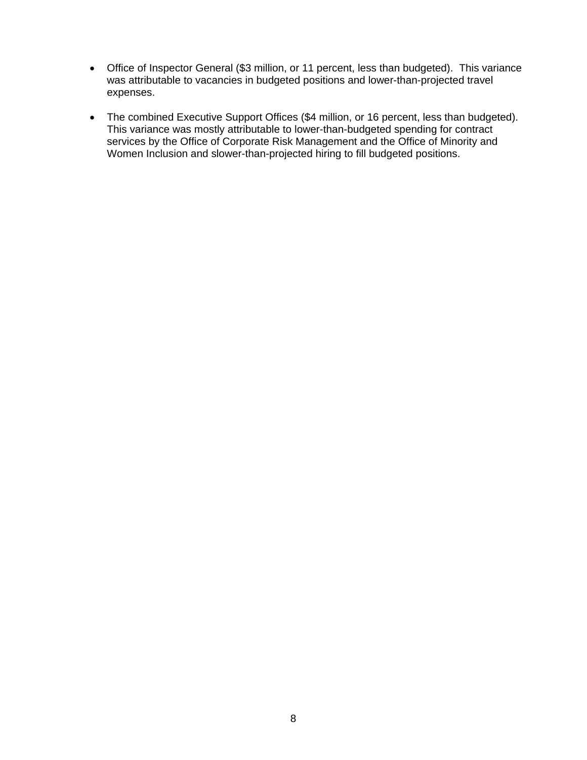- Office of Inspector General ($3 million, or 11 percent, less than budgeted). This variance was attributable to vacancies in budgeted positions and lower-than-projected travel expenses.

- The combined Executive Support Offices ($4 million, or 16 percent, less than budgeted). This variance was mostly attributable to lower-than-budgeted spending for contract services by the Office of Corporate Risk Management and the Office of Minority and Women Inclusion and slower-than-projected hiring to fill budgeted positions.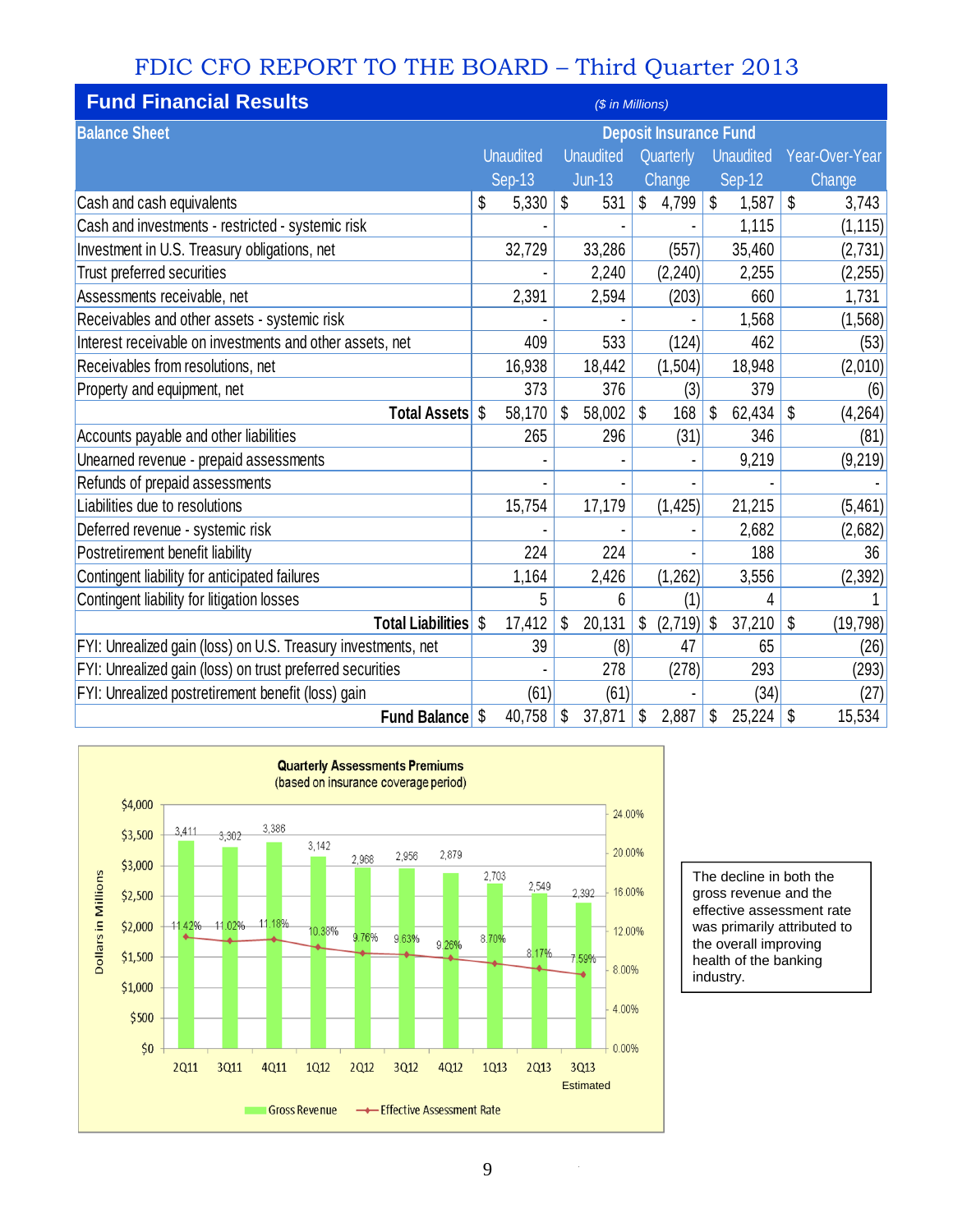# FDIC CFO REPORT TO THE BOARD – Third Quarter 2013

## Fund Financial Results

*($ in Millions)*

| Balance Sheet | Deposit Insurance Fund | | | | |
|---|---|---|---|---|---|
| | Unaudited Sep-13 | Unaudited Jun-13 | Quarterly Change | Unaudited Sep-12 | Year-Over-Year Change |
| Cash and cash equivalents | $ 5,330 | $ 531 | $ 4,799 | $ 1,587 | $ 3,743 |
| Cash and investments - restricted - systemic risk | - | - | - | 1,115 | (1,115) |
| Investment in U.S. Treasury obligations, net | 32,729 | 33,286 | (557) | 35,460 | (2,731) |
| Trust preferred securities | - | 2,240 | (2,240) | 2,255 | (2,255) |
| Assessments receivable, net | 2,391 | 2,594 | (203) | 660 | 1,731 |
| Receivables and other assets - systemic risk | - | - | - | 1,568 | (1,568) |
| Interest receivable on investments and other assets, net | 409 | 533 | (124) | 462 | (53) |
| Receivables from resolutions, net | 16,938 | 18,442 | (1,504) | 18,948 | (2,010) |
| Property and equipment, net | 373 | 376 | (3) | 379 | (6) |
| **Total Assets** | $ 58,170 | $ 58,002 | $ 168 | $ 62,434 | $ (4,264) |
| Accounts payable and other liabilities | 265 | 296 | (31) | 346 | (81) |
| Unearned revenue - prepaid assessments | - | - | - | 9,219 | (9,219) |
| Refunds of prepaid assessments | - | - | - | - | - |
| Liabilities due to resolutions | 15,754 | 17,179 | (1,425) | 21,215 | (5,461) |
| Deferred revenue - systemic risk | - | - | - | 2,682 | (2,682) |
| Postretirement benefit liability | 224 | 224 | - | 188 | 36 |
| Contingent liability for anticipated failures | 1,164 | 2,426 | (1,262) | 3,556 | (2,392) |
| Contingent liability for litigation losses | 5 | 6 | (1) | 4 | 1 |
| **Total Liabilities** | $ 17,412 | $ 20,131 | $ (2,719) | $ 37,210 | $ (19,798) |
| FYI: Unrealized gain (loss) on U.S. Treasury investments, net | 39 | (8) | 47 | 65 | (26) |
| FYI: Unrealized gain (loss) on trust preferred securities | - | 278 | (278) | 293 | (293) |
| FYI: Unrealized postretirement benefit (loss) gain | (61) | (61) | - | (34) | (27) |
| **Fund Balance** | $ 40,758 | $ 37,871 | $ 2,887 | $ 25,224 | $ 15,534 |

**Quarterly Assessments Premiums**
(based on insurance coverage period)

| Quarter | Gross Revenue (Dollars in Millions) | Effective Assessment Rate |
|---|---|---|
| 2Q11 | 3,411 | 11.42% |
| 3Q11 | 3,302 | 11.02% |
| 4Q11 | 3,386 | 11.18% |
| 1Q12 | 3,142 | 10.38% |
| 2Q12 | 2,968 | 9.76% |
| 3Q12 | 2,956 | 9.63% |
| 4Q12 | 2,879 | 9.26% |
| 1Q13 | 2,703 | 8.70% |
| 2Q13 | 2,549 | 8.17% |
| 3Q13 Estimated | 2,392 | 7.59% |

The decline in both the gross revenue and the effective assessment rate was primarily attributed to the overall improving health of the banking industry.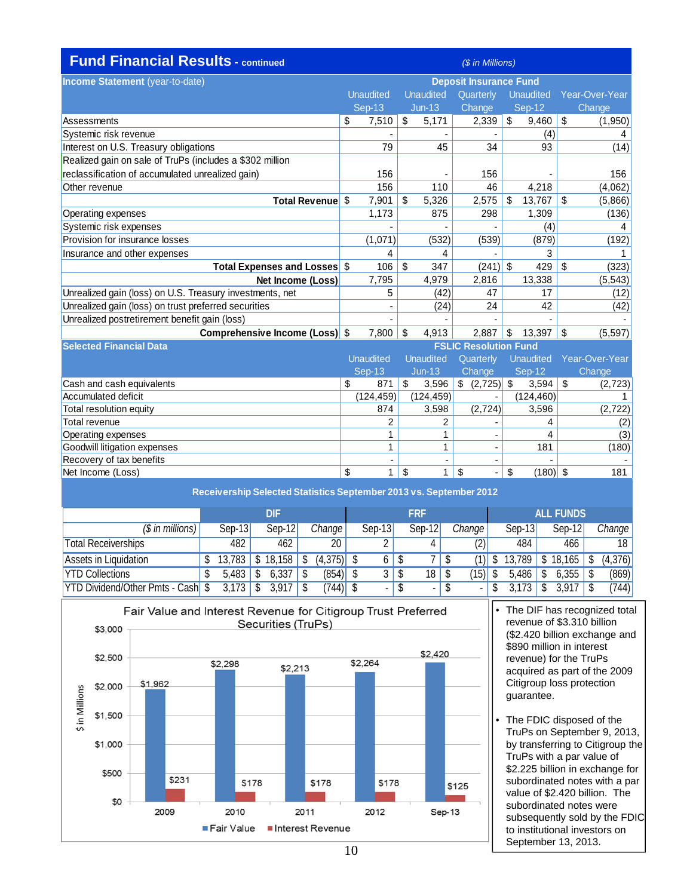## Fund Financial Results - continued

*($ in Millions)*

| Income Statement (year-to-date) | Deposit Insurance Fund | | | | |
|---|---|---|---|---|---|
| | Unaudited Sep-13 | Unaudited Jun-13 | Quarterly Change | Unaudited Sep-12 | Year-Over-Year Change |
| Assessments | $ 7,510 | $ 5,171 | 2,339 | $ 9,460 | $ (1,950) |
| Systemic risk revenue | - | - | - | (4) | 4 |
| Interest on U.S. Treasury obligations | 79 | 45 | 34 | 93 | (14) |
| Realized gain on sale of TruPs (includes a $302 million reclassification of accumulated unrealized gain) | 156 | - | 156 | - | 156 |
| Other revenue | 156 | 110 | 46 | 4,218 | (4,062) |
| **Total Revenue** | $ 7,901 | $ 5,326 | 2,575 | $ 13,767 | $ (5,866) |
| Operating expenses | 1,173 | 875 | 298 | 1,309 | (136) |
| Systemic risk expenses | - | - | - | (4) | 4 |
| Provision for insurance losses | (1,071) | (532) | (539) | (879) | (192) |
| Insurance and other expenses | 4 | 4 | - | 3 | 1 |
| **Total Expenses and Losses** | $ 106 | $ 347 | (241) | $ 429 | $ (323) |
| **Net Income (Loss)** | 7,795 | 4,979 | 2,816 | 13,338 | (5,543) |
| Unrealized gain (loss) on U.S. Treasury investments, net | 5 | (42) | 47 | 17 | (12) |
| Unrealized gain (loss) on trust preferred securities | - | (24) | 24 | 42 | (42) |
| Unrealized postretirement benefit gain (loss) | - | - | - | - | - |
| **Comprehensive Income (Loss)** | $ 7,800 | $ 4,913 | 2,887 | $ 13,397 | $ (5,597) |

| Selected Financial Data | FSLIC Resolution Fund | | | | |
|---|---|---|---|---|---|
| | Unaudited Sep-13 | Unaudited Jun-13 | Quarterly Change | Unaudited Sep-12 | Year-Over-Year Change |
| Cash and cash equivalents | $ 871 | $ 3,596 | $ (2,725) | $ 3,594 | $ (2,723) |
| Accumulated deficit | (124,459) | (124,459) | - | (124,460) | 1 |
| Total resolution equity | 874 | 3,598 | (2,724) | 3,596 | (2,722) |
| Total revenue | 2 | 2 | - | 4 | (2) |
| Operating expenses | 1 | 1 | - | 4 | (3) |
| Goodwill litigation expenses | 1 | 1 | - | 181 | (180) |
| Recovery of tax benefits | - | - | - | - | - |
| Net Income (Loss) | $ 1 | $ 1 | $ - | $ (180) | $ 181 |

**Receivership Selected Statistics September 2013 vs. September 2012**

| | DIF | | | FRF | | | ALL FUNDS | | |
|---|---|---|---|---|---|---|---|---|---|
| *($ in millions)* | Sep-13 | Sep-12 | *Change* | Sep-13 | Sep-12 | *Change* | Sep-13 | Sep-12 | *Change* |
| Total Receiverships | 482 | 462 | 20 | 2 | 4 | (2) | 484 | 466 | 18 |
| Assets in Liquidation | $ 13,783 | $ 18,158 | $ (4,375) | $ 6 | $ 7 | $ (1) | $ 13,789 | $ 18,165 | $ (4,376) |
| YTD Collections | $ 5,483 | $ 6,337 | $ (854) | $ 3 | $ 18 | $ (15) | $ 5,486 | $ 6,355 | $ (869) |
| YTD Dividend/Other Pmts - Cash | $ 3,173 | $ 3,917 | $ (744) | $ - | $ - | $ - | $ 3,173 | $ 3,917 | $ (744) |

**Fair Value and Interest Revenue for Citigroup Trust Preferred Securities (TruPs)**

| $ in Millions | 2009 | 2010 | 2011 | 2012 | Sep-13 |
|---|---|---|---|---|---|
| Fair Value | $1,962 | $2,298 | $2,213 | $2,264 | $2,420 |
| Interest Revenue | $231 | $178 | $178 | $178 | $125 |

- The DIF has recognized total revenue of $3.310 billion ($2.420 billion exchange and $890 million in interest revenue) for the TruPs acquired as part of the 2009 Citigroup loss protection guarantee.
- The FDIC disposed of the TruPs on September 9, 2013, by transferring to Citigroup the TruPs with a par value of $2.225 billion in exchange for subordinated notes with a par value of $2.420 billion. The subordinated notes were subsequently sold by the FDIC to institutional investors on September 13, 2013.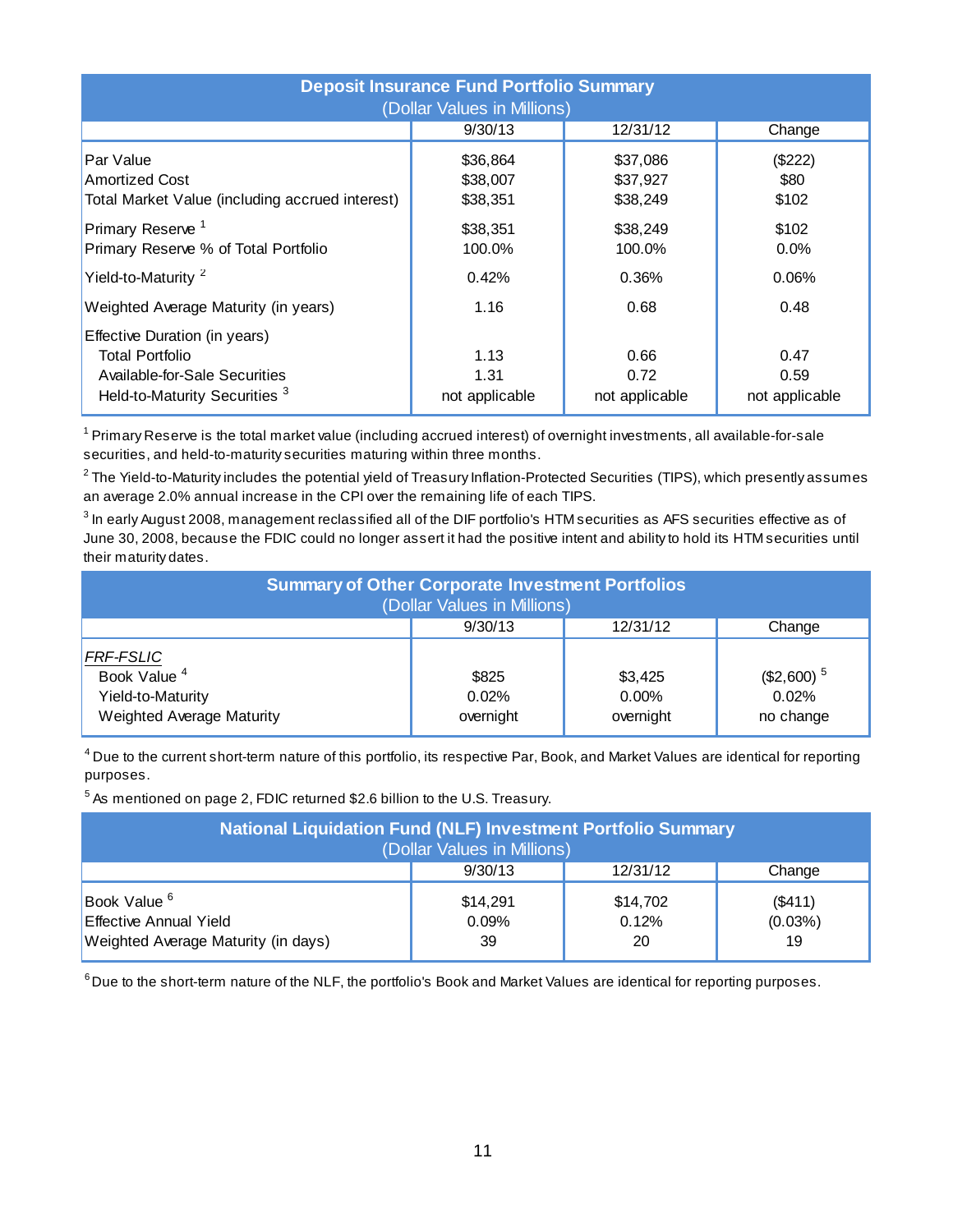**Deposit Insurance Fund Portfolio Summary**
(Dollar Values in Millions)

| | 9/30/13 | 12/31/12 | Change |
|---|---|---|---|
| Par Value | $36,864 | $37,086 | ($222) |
| Amortized Cost | $38,007 | $37,927 | $80 |
| Total Market Value (including accrued interest) | $38,351 | $38,249 | $102 |
| Primary Reserve [1] | $38,351 | $38,249 | $102 |
| Primary Reserve % of Total Portfolio | 100.0% | 100.0% | 0.0% |
| Yield-to-Maturity [2] | 0.42% | 0.36% | 0.06% |
| Weighted Average Maturity (in years) | 1.16 | 0.68 | 0.48 |
| Effective Duration (in years) | | | |
| Total Portfolio | 1.13 | 0.66 | 0.47 |
| Available-for-Sale Securities | 1.31 | 0.72 | 0.59 |
| Held-to-Maturity Securities [3] | not applicable | not applicable | not applicable |

[1] Primary Reserve is the total market value (including accrued interest) of overnight investments, all available-for-sale securities, and held-to-maturity securities maturing within three months.

[2] The Yield-to-Maturity includes the potential yield of Treasury Inflation-Protected Securities (TIPS), which presently assumes an average 2.0% annual increase in the CPI over the remaining life of each TIPS.

[3] In early August 2008, management reclassified all of the DIF portfolio's HTM securities as AFS securities effective as of June 30, 2008, because the FDIC could no longer assert it had the positive intent and ability to hold its HTM securities until their maturity dates.

**Summary of Other Corporate Investment Portfolios**
(Dollar Values in Millions)

| | 9/30/13 | 12/31/12 | Change |
|---|---|---|---|
| *FRF-FSLIC* | | | |
| Book Value [4] | $825 | $3,425 | ($2,600) [5] |
| Yield-to-Maturity | 0.02% | 0.00% | 0.02% |
| Weighted Average Maturity | overnight | overnight | no change |

[4] Due to the current short-term nature of this portfolio, its respective Par, Book, and Market Values are identical for reporting purposes.

[5] As mentioned on page 2, FDIC returned $2.6 billion to the U.S. Treasury.

**National Liquidation Fund (NLF) Investment Portfolio Summary**
(Dollar Values in Millions)

| | 9/30/13 | 12/31/12 | Change |
|---|---|---|---|
| Book Value [6] | $14,291 | $14,702 | ($411) |
| Effective Annual Yield | 0.09% | 0.12% | (0.03%) |
| Weighted Average Maturity (in days) | 39 | 20 | 19 |

[6] Due to the short-term nature of the NLF, the portfolio's Book and Market Values are identical for reporting purposes.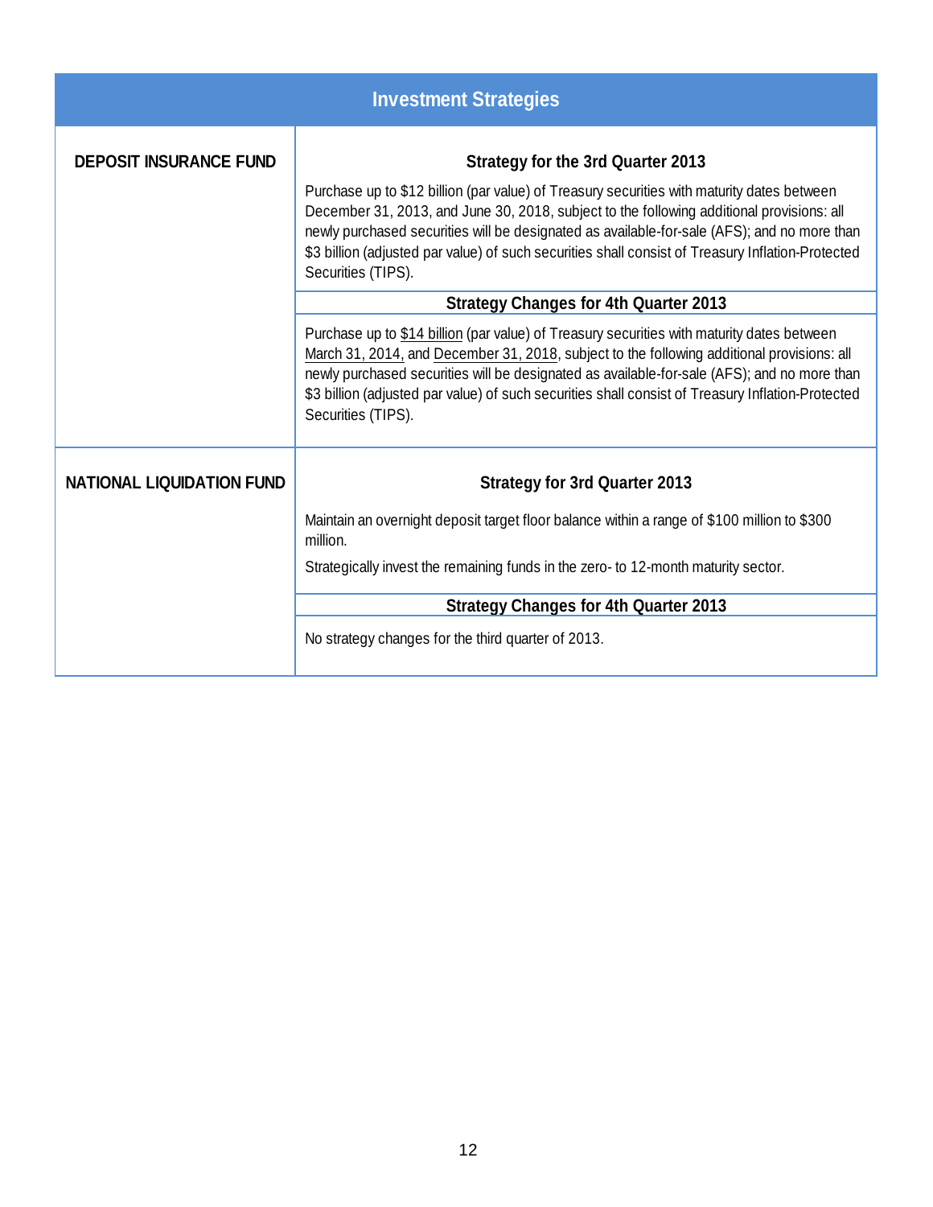| Investment Strategies | |
|---|---|
| **DEPOSIT INSURANCE FUND** | **Strategy for the 3rd Quarter 2013**<br><br>Purchase up to $12 billion (par value) of Treasury securities with maturity dates between December 31, 2013, and June 30, 2018, subject to the following additional provisions: all newly purchased securities will be designated as available-for-sale (AFS); and no more than $3 billion (adjusted par value) of such securities shall consist of Treasury Inflation-Protected Securities (TIPS).<br><br>**Strategy Changes for 4th Quarter 2013**<br><br>Purchase up to <u>$14 billion</u> (par value) of Treasury securities with maturity dates between <u>March 31, 2014,</u> and <u>December 31, 2018</u>, subject to the following additional provisions: all newly purchased securities will be designated as available-for-sale (AFS); and no more than $3 billion (adjusted par value) of such securities shall consist of Treasury Inflation-Protected Securities (TIPS). |
| **NATIONAL LIQUIDATION FUND** | **Strategy for 3rd Quarter 2013**<br><br>Maintain an overnight deposit target floor balance within a range of $100 million to $300 million.<br><br>Strategically invest the remaining funds in the zero- to 12-month maturity sector.<br><br>**Strategy Changes for 4th Quarter 2013**<br><br>No strategy changes for the third quarter of 2013. |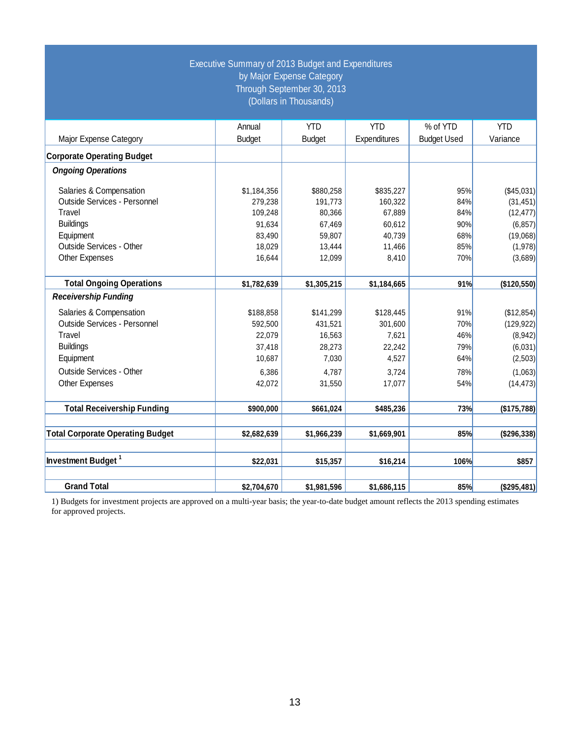Executive Summary of 2013 Budget and Expenditures
by Major Expense Category
Through September 30, 2013
(Dollars in Thousands)

| Major Expense Category | Annual Budget | YTD Budget | YTD Expenditures | % of YTD Budget Used | YTD Variance |
|---|---|---|---|---|---|
| **Corporate Operating Budget** | | | | | |
| ***Ongoing Operations*** | | | | | |
| Salaries & Compensation | $1,184,356 | $880,258 | $835,227 | 95% | ($45,031) |
| Outside Services - Personnel | 279,238 | 191,773 | 160,322 | 84% | (31,451) |
| Travel | 109,248 | 80,366 | 67,889 | 84% | (12,477) |
| Buildings | 91,634 | 67,469 | 60,612 | 90% | (6,857) |
| Equipment | 83,490 | 59,807 | 40,739 | 68% | (19,068) |
| Outside Services - Other | 18,029 | 13,444 | 11,466 | 85% | (1,978) |
| Other Expenses | 16,644 | 12,099 | 8,410 | 70% | (3,689) |
| **Total Ongoing Operations** | **$1,782,639** | **$1,305,215** | **$1,184,665** | **91%** | **($120,550)** |
| ***Receivership Funding*** | | | | | |
| Salaries & Compensation | $188,858 | $141,299 | $128,445 | 91% | ($12,854) |
| Outside Services - Personnel | 592,500 | 431,521 | 301,600 | 70% | (129,922) |
| Travel | 22,079 | 16,563 | 7,621 | 46% | (8,942) |
| Buildings | 37,418 | 28,273 | 22,242 | 79% | (6,031) |
| Equipment | 10,687 | 7,030 | 4,527 | 64% | (2,503) |
| Outside Services - Other | 6,386 | 4,787 | 3,724 | 78% | (1,063) |
| Other Expenses | 42,072 | 31,550 | 17,077 | 54% | (14,473) |
| **Total Receivership Funding** | **$900,000** | **$661,024** | **$485,236** | **73%** | **($175,788)** |
| **Total Corporate Operating Budget** | **$2,682,639** | **$1,966,239** | **$1,669,901** | **85%** | **($296,338)** |
| **Investment Budget [1]** | **$22,031** | **$15,357** | **$16,214** | **106%** | **$857** |
| **Grand Total** | **$2,704,670** | **$1,981,596** | **$1,686,115** | **85%** | **($295,481)** |

1) Budgets for investment projects are approved on a multi-year basis; the year-to-date budget amount reflects the 2013 spending estimates for approved projects.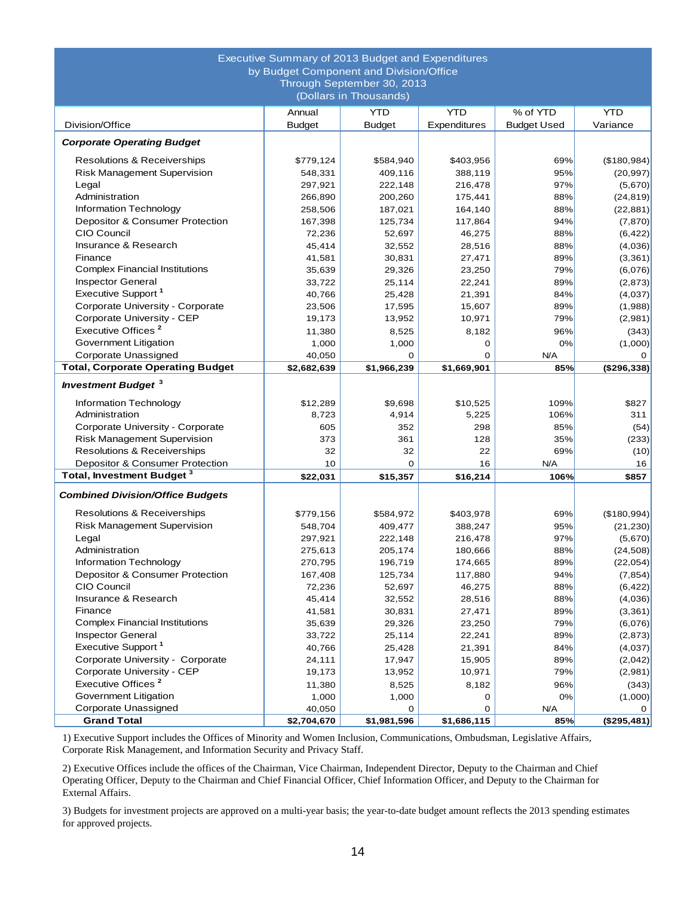**Executive Summary of 2013 Budget and Expenditures**
**by Budget Component and Division/Office**
**Through September 30, 2013**
**(Dollars in Thousands)**

| Division/Office | Annual Budget | YTD Budget | YTD Expenditures | % of YTD Budget Used | YTD Variance |
|---|---|---|---|---|---|
| ***Corporate Operating Budget*** | | | | | |
| Resolutions & Receiverships | $779,124 | $584,940 | $403,956 | 69% | ($180,984) |
| Risk Management Supervision | 548,331 | 409,116 | 388,119 | 95% | (20,997) |
| Legal | 297,921 | 222,148 | 216,478 | 97% | (5,670) |
| Administration | 266,890 | 200,260 | 175,441 | 88% | (24,819) |
| Information Technology | 258,506 | 187,021 | 164,140 | 88% | (22,881) |
| Depositor & Consumer Protection | 167,398 | 125,734 | 117,864 | 94% | (7,870) |
| CIO Council | 72,236 | 52,697 | 46,275 | 88% | (6,422) |
| Insurance & Research | 45,414 | 32,552 | 28,516 | 88% | (4,036) |
| Finance | 41,581 | 30,831 | 27,471 | 89% | (3,361) |
| Complex Financial Institutions | 35,639 | 29,326 | 23,250 | 79% | (6,076) |
| Inspector General | 33,722 | 25,114 | 22,241 | 89% | (2,873) |
| Executive Support [1] | 40,766 | 25,428 | 21,391 | 84% | (4,037) |
| Corporate University - Corporate | 23,506 | 17,595 | 15,607 | 89% | (1,988) |
| Corporate University - CEP | 19,173 | 13,952 | 10,971 | 79% | (2,981) |
| Executive Offices [2] | 11,380 | 8,525 | 8,182 | 96% | (343) |
| Government Litigation | 1,000 | 1,000 | 0 | 0% | (1,000) |
| Corporate Unassigned | 40,050 | 0 | 0 | N/A | 0 |
| **Total, Corporate Operating Budget** | **$2,682,639** | **$1,966,239** | **$1,669,901** | **85%** | **($296,338)** |
| ***Investment Budget [3]*** | | | | | |
| Information Technology | $12,289 | $9,698 | $10,525 | 109% | $827 |
| Administration | 8,723 | 4,914 | 5,225 | 106% | 311 |
| Corporate University - Corporate | 605 | 352 | 298 | 85% | (54) |
| Risk Management Supervision | 373 | 361 | 128 | 35% | (233) |
| Resolutions & Receiverships | 32 | 32 | 22 | 69% | (10) |
| Depositor & Consumer Protection | 10 | 0 | 16 | N/A | 16 |
| **Total, Investment Budget [3]** | **$22,031** | **$15,357** | **$16,214** | **106%** | **$857** |
| ***Combined Division/Office Budgets*** | | | | | |
| Resolutions & Receiverships | $779,156 | $584,972 | $403,978 | 69% | ($180,994) |
| Risk Management Supervision | 548,704 | 409,477 | 388,247 | 95% | (21,230) |
| Legal | 297,921 | 222,148 | 216,478 | 97% | (5,670) |
| Administration | 275,613 | 205,174 | 180,666 | 88% | (24,508) |
| Information Technology | 270,795 | 196,719 | 174,665 | 89% | (22,054) |
| Depositor & Consumer Protection | 167,408 | 125,734 | 117,880 | 94% | (7,854) |
| CIO Council | 72,236 | 52,697 | 46,275 | 88% | (6,422) |
| Insurance & Research | 45,414 | 32,552 | 28,516 | 88% | (4,036) |
| Finance | 41,581 | 30,831 | 27,471 | 89% | (3,361) |
| Complex Financial Institutions | 35,639 | 29,326 | 23,250 | 79% | (6,076) |
| Inspector General | 33,722 | 25,114 | 22,241 | 89% | (2,873) |
| Executive Support [1] | 40,766 | 25,428 | 21,391 | 84% | (4,037) |
| Corporate University - Corporate | 24,111 | 17,947 | 15,905 | 89% | (2,042) |
| Corporate University - CEP | 19,173 | 13,952 | 10,971 | 79% | (2,981) |
| Executive Offices [2] | 11,380 | 8,525 | 8,182 | 96% | (343) |
| Government Litigation | 1,000 | 1,000 | 0 | 0% | (1,000) |
| Corporate Unassigned | 40,050 | 0 | 0 | N/A | 0 |
| **Grand Total** | **$2,704,670** | **$1,981,596** | **$1,686,115** | **85%** | **($295,481)** |

1) Executive Support includes the Offices of Minority and Women Inclusion, Communications, Ombudsman, Legislative Affairs, Corporate Risk Management, and Information Security and Privacy Staff.

2) Executive Offices include the offices of the Chairman, Vice Chairman, Independent Director, Deputy to the Chairman and Chief Operating Officer, Deputy to the Chairman and Chief Financial Officer, Chief Information Officer, and Deputy to the Chairman for External Affairs.

3) Budgets for investment projects are approved on a multi-year basis; the year-to-date budget amount reflects the 2013 spending estimates for approved projects.